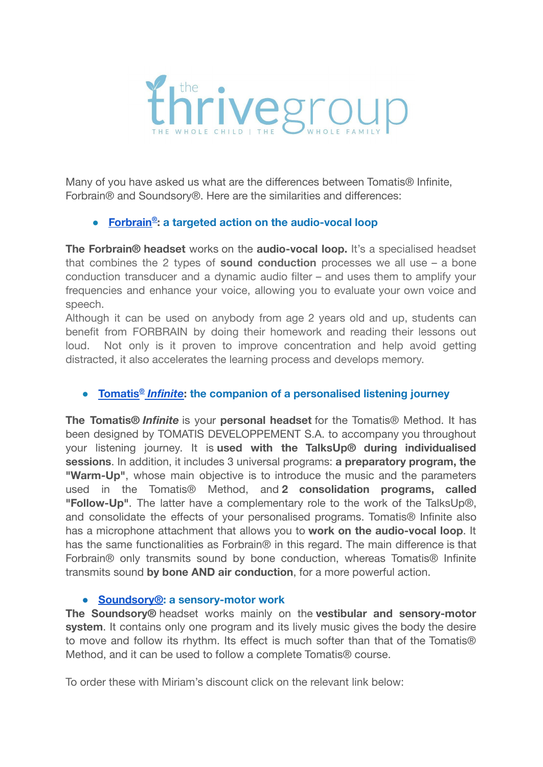# the thrivegroup

THE WHOLE CHILD | THE WHOLE FAMILY

Many of you have asked us what are the differences between Tomatis® Infinite, Forbrain® and Soundsory®. Here are the similarities and differences:

- **Forbrain®: a targeted action on the audio-vocal loop**

**The Forbrain® headset** works on the **audio-vocal loop.** It's a specialised headset that combines the 2 types of **sound conduction** processes we all use – a bone conduction transducer and a dynamic audio filter – and uses them to amplify your frequencies and enhance your voice, allowing you to evaluate your own voice and speech.
Although it can be used on anybody from age 2 years old and up, students can benefit from FORBRAIN by doing their homework and reading their lessons out loud. Not only is it proven to improve concentration and help avoid getting distracted, it also accelerates the learning process and develops memory.

- **Tomatis® *Infinite*: the companion of a personalised listening journey**

**The Tomatis® *Infinite*** is your **personal headset** for the Tomatis® Method. It has been designed by TOMATIS DEVELOPPEMENT S.A. to accompany you throughout your listening journey. It is **used with the TalksUp® during individualised sessions**. In addition, it includes 3 universal programs: **a preparatory program, the "Warm-Up"**, whose main objective is to introduce the music and the parameters used in the Tomatis® Method, and **2 consolidation programs, called "Follow-Up"**. The latter have a complementary role to the work of the TalksUp®, and consolidate the effects of your personalised programs. Tomatis® Infinite also has a microphone attachment that allows you to **work on the audio-vocal loop**. It has the same functionalities as Forbrain® in this regard. The main difference is that Forbrain® only transmits sound by bone conduction, whereas Tomatis® Infinite transmits sound **by bone AND air conduction**, for a more powerful action.

- **Soundsory®: a sensory-motor work**

**The Soundsory®** headset works mainly on the **vestibular and sensory-motor system**. It contains only one program and its lively music gives the body the desire to move and follow its rhythm. Its effect is much softer than that of the Tomatis® Method, and it can be used to follow a complete Tomatis® course.

To order these with Miriam's discount click on the relevant link below: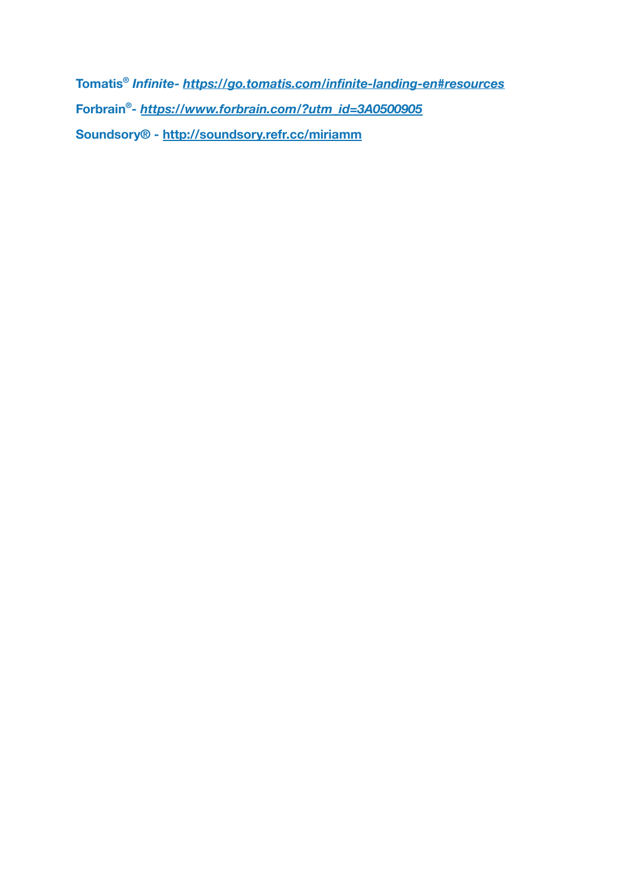**Tomatis® *Infinite- https://go.tomatis.com/infinite-landing-en#resources***

**Forbrain®- *https://www.forbrain.com/?utm_id=3A0500905***

**Soundsory® - http://soundsory.refr.cc/miriamm**